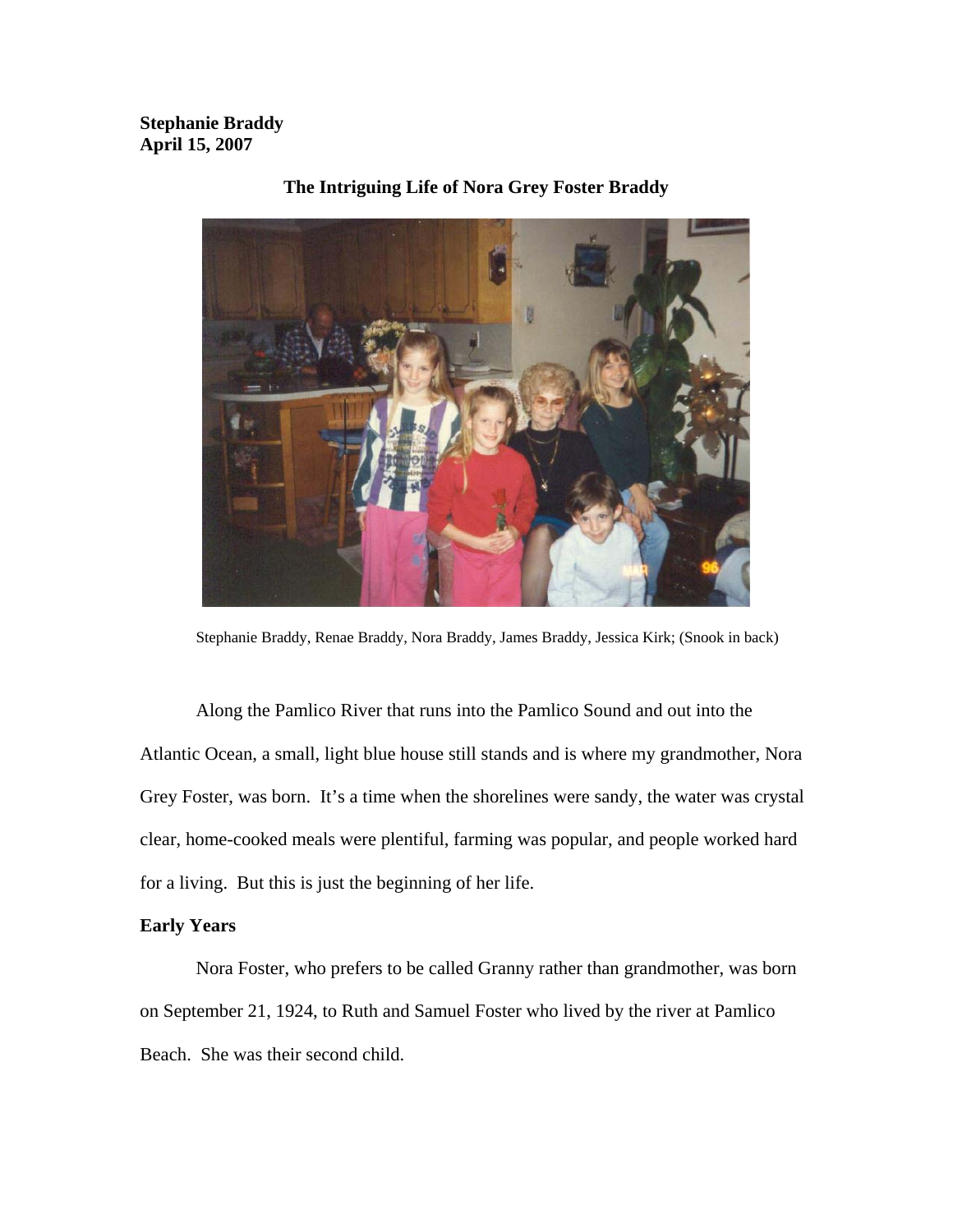**Stephanie Braddy**
**April 15, 2007**

## The Intriguing Life of Nora Grey Foster Braddy

Stephanie Braddy, Renae Braddy, Nora Braddy, James Braddy, Jessica Kirk; (Snook in back)

Along the Pamlico River that runs into the Pamlico Sound and out into the Atlantic Ocean, a small, light blue house still stands and is where my grandmother, Nora Grey Foster, was born. It's a time when the shorelines were sandy, the water was crystal clear, home-cooked meals were plentiful, farming was popular, and people worked hard for a living. But this is just the beginning of her life.

### Early Years

Nora Foster, who prefers to be called Granny rather than grandmother, was born on September 21, 1924, to Ruth and Samuel Foster who lived by the river at Pamlico Beach. She was their second child.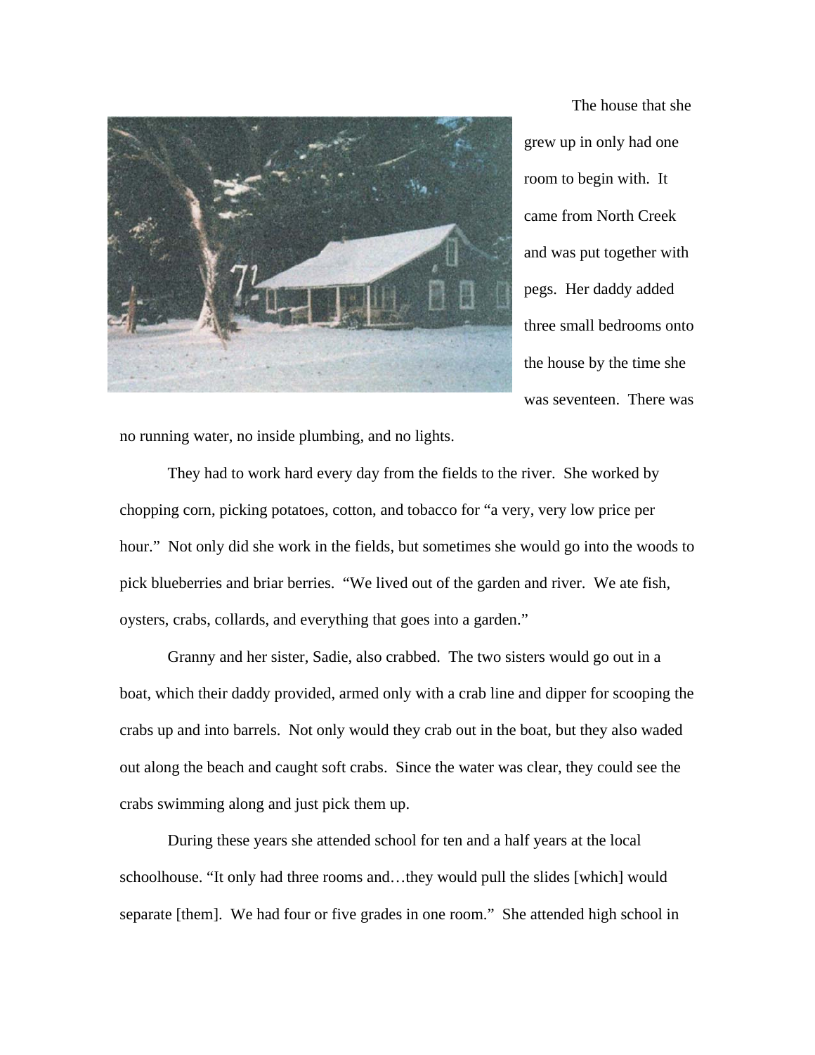The house that she grew up in only had one room to begin with. It came from North Creek and was put together with pegs. Her daddy added three small bedrooms onto the house by the time she was seventeen. There was no running water, no inside plumbing, and no lights.

They had to work hard every day from the fields to the river. She worked by chopping corn, picking potatoes, cotton, and tobacco for "a very, very low price per hour." Not only did she work in the fields, but sometimes she would go into the woods to pick blueberries and briar berries. "We lived out of the garden and river. We ate fish, oysters, crabs, collards, and everything that goes into a garden."

Granny and her sister, Sadie, also crabbed. The two sisters would go out in a boat, which their daddy provided, armed only with a crab line and dipper for scooping the crabs up and into barrels. Not only would they crab out in the boat, but they also waded out along the beach and caught soft crabs. Since the water was clear, they could see the crabs swimming along and just pick them up.

During these years she attended school for ten and a half years at the local schoolhouse. "It only had three rooms and…they would pull the slides [which] would separate [them]. We had four or five grades in one room." She attended high school in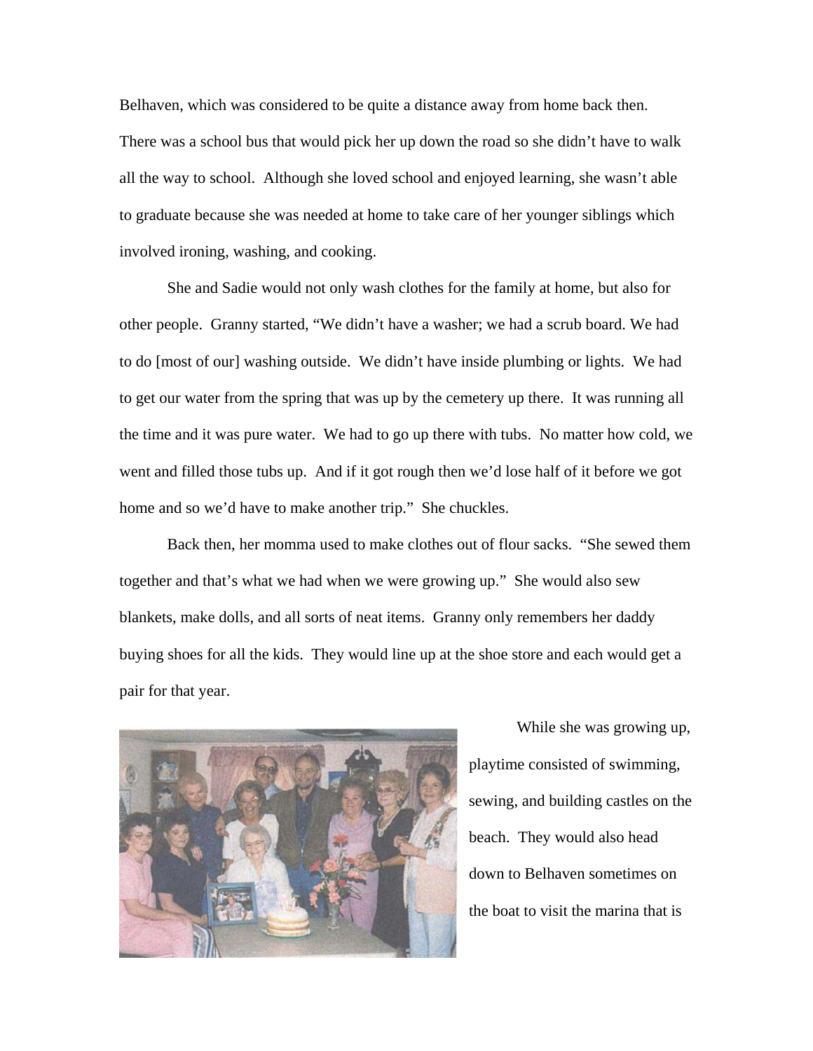Belhaven, which was considered to be quite a distance away from home back then. There was a school bus that would pick her up down the road so she didn't have to walk all the way to school. Although she loved school and enjoyed learning, she wasn't able to graduate because she was needed at home to take care of her younger siblings which involved ironing, washing, and cooking.

She and Sadie would not only wash clothes for the family at home, but also for other people. Granny started, "We didn't have a washer; we had a scrub board. We had to do [most of our] washing outside. We didn't have inside plumbing or lights. We had to get our water from the spring that was up by the cemetery up there. It was running all the time and it was pure water. We had to go up there with tubs. No matter how cold, we went and filled those tubs up. And if it got rough then we'd lose half of it before we got home and so we'd have to make another trip." She chuckles.

Back then, her momma used to make clothes out of flour sacks. "She sewed them together and that's what we had when we were growing up." She would also sew blankets, make dolls, and all sorts of neat items. Granny only remembers her daddy buying shoes for all the kids. They would line up at the shoe store and each would get a pair for that year.

While she was growing up, playtime consisted of swimming, sewing, and building castles on the beach. They would also head down to Belhaven sometimes on the boat to visit the marina that is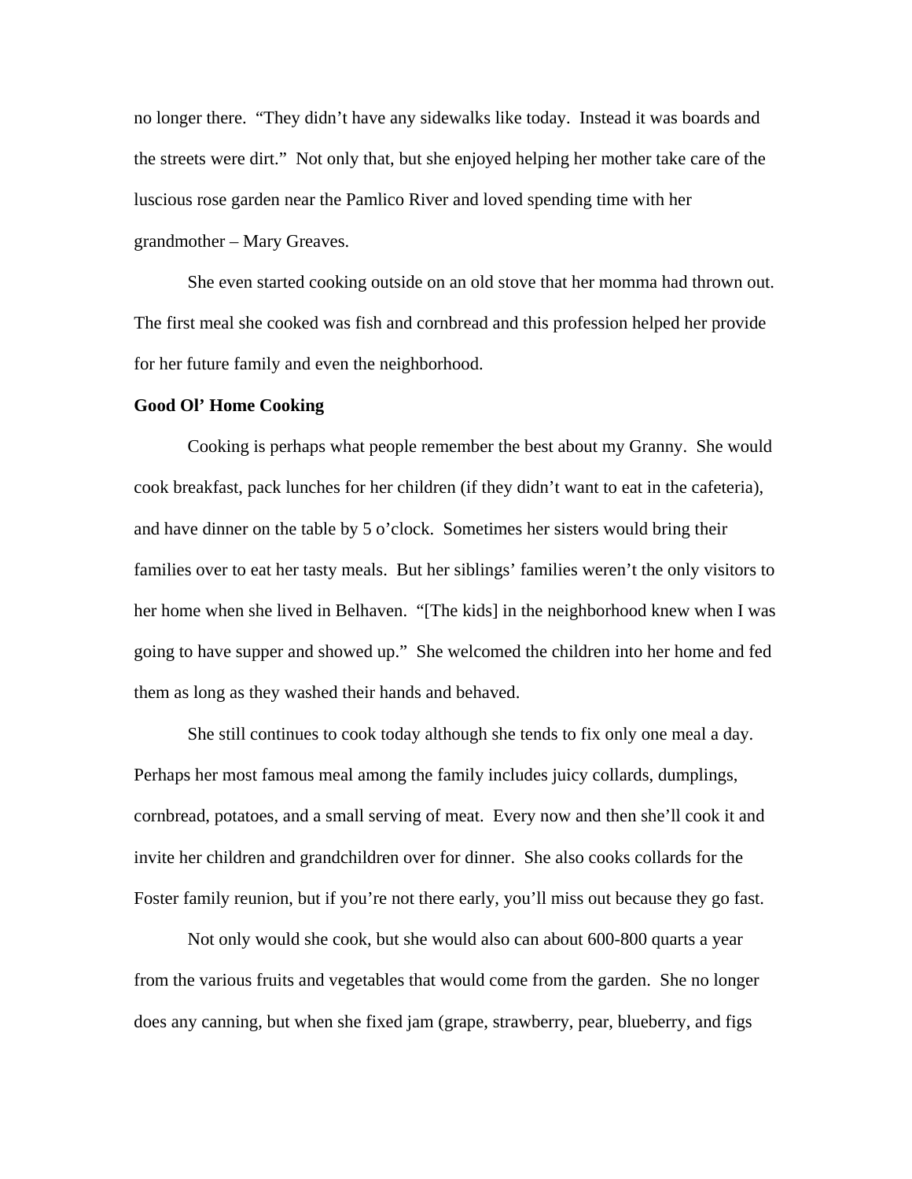no longer there. "They didn't have any sidewalks like today. Instead it was boards and the streets were dirt." Not only that, but she enjoyed helping her mother take care of the luscious rose garden near the Pamlico River and loved spending time with her grandmother – Mary Greaves.

She even started cooking outside on an old stove that her momma had thrown out. The first meal she cooked was fish and cornbread and this profession helped her provide for her future family and even the neighborhood.

**Good Ol' Home Cooking**

Cooking is perhaps what people remember the best about my Granny. She would cook breakfast, pack lunches for her children (if they didn't want to eat in the cafeteria), and have dinner on the table by 5 o'clock. Sometimes her sisters would bring their families over to eat her tasty meals. But her siblings' families weren't the only visitors to her home when she lived in Belhaven. "[The kids] in the neighborhood knew when I was going to have supper and showed up." She welcomed the children into her home and fed them as long as they washed their hands and behaved.

She still continues to cook today although she tends to fix only one meal a day. Perhaps her most famous meal among the family includes juicy collards, dumplings, cornbread, potatoes, and a small serving of meat. Every now and then she'll cook it and invite her children and grandchildren over for dinner. She also cooks collards for the Foster family reunion, but if you're not there early, you'll miss out because they go fast.

Not only would she cook, but she would also can about 600-800 quarts a year from the various fruits and vegetables that would come from the garden. She no longer does any canning, but when she fixed jam (grape, strawberry, pear, blueberry, and figs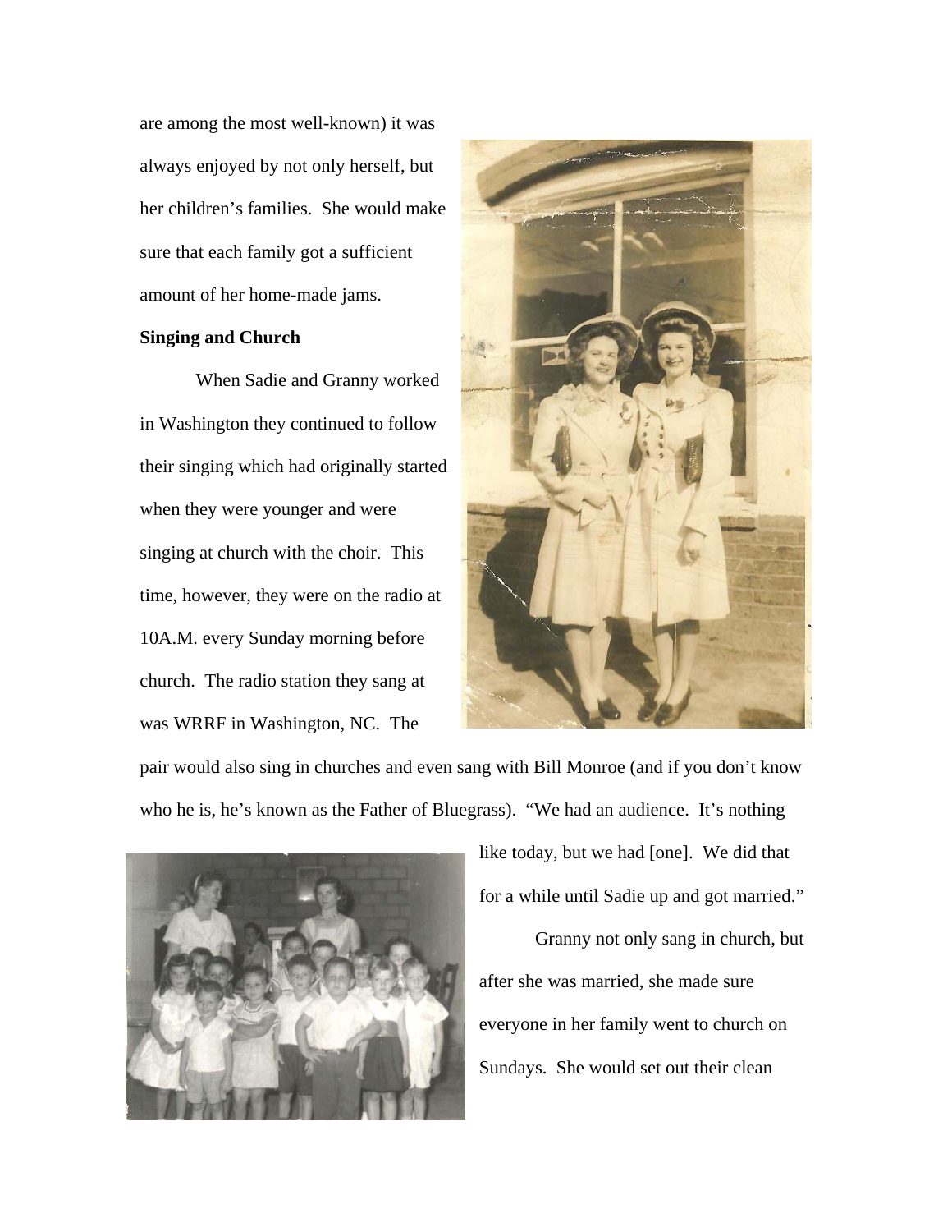are among the most well-known) it was always enjoyed by not only herself, but her children's families. She would make sure that each family got a sufficient amount of her home-made jams.

**Singing and Church**

When Sadie and Granny worked in Washington they continued to follow their singing which had originally started when they were younger and were singing at church with the choir. This time, however, they were on the radio at 10A.M. every Sunday morning before church. The radio station they sang at was WRRF in Washington, NC. The pair would also sing in churches and even sang with Bill Monroe (and if you don't know who he is, he's known as the Father of Bluegrass). "We had an audience. It's nothing like today, but we had [one]. We did that for a while until Sadie up and got married."

Granny not only sang in church, but after she was married, she made sure everyone in her family went to church on Sundays. She would set out their clean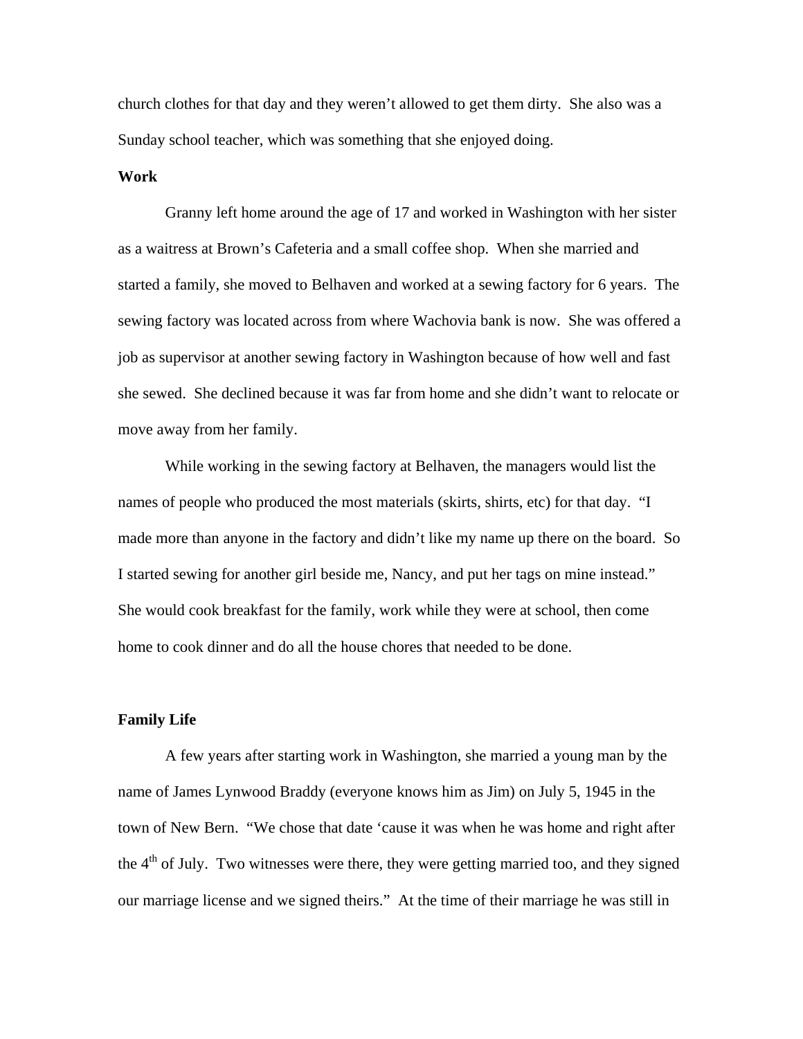church clothes for that day and they weren't allowed to get them dirty. She also was a Sunday school teacher, which was something that she enjoyed doing.

**Work**

Granny left home around the age of 17 and worked in Washington with her sister as a waitress at Brown's Cafeteria and a small coffee shop. When she married and started a family, she moved to Belhaven and worked at a sewing factory for 6 years. The sewing factory was located across from where Wachovia bank is now. She was offered a job as supervisor at another sewing factory in Washington because of how well and fast she sewed. She declined because it was far from home and she didn't want to relocate or move away from her family.

While working in the sewing factory at Belhaven, the managers would list the names of people who produced the most materials (skirts, shirts, etc) for that day. "I made more than anyone in the factory and didn't like my name up there on the board. So I started sewing for another girl beside me, Nancy, and put her tags on mine instead." She would cook breakfast for the family, work while they were at school, then come home to cook dinner and do all the house chores that needed to be done.

**Family Life**

A few years after starting work in Washington, she married a young man by the name of James Lynwood Braddy (everyone knows him as Jim) on July 5, 1945 in the town of New Bern. "We chose that date 'cause it was when he was home and right after the 4th of July. Two witnesses were there, they were getting married too, and they signed our marriage license and we signed theirs." At the time of their marriage he was still in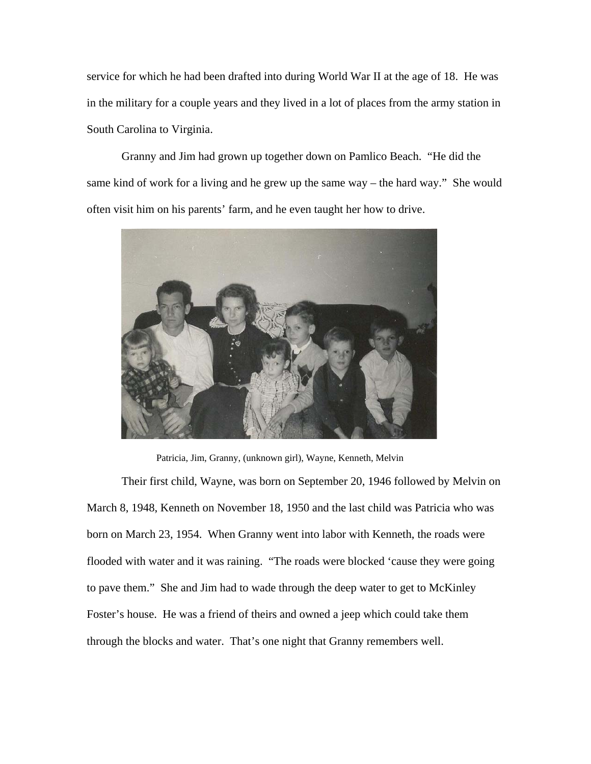service for which he had been drafted into during World War II at the age of 18. He was in the military for a couple years and they lived in a lot of places from the army station in South Carolina to Virginia.

Granny and Jim had grown up together down on Pamlico Beach. "He did the same kind of work for a living and he grew up the same way – the hard way." She would often visit him on his parents' farm, and he even taught her how to drive.

Patricia, Jim, Granny, (unknown girl), Wayne, Kenneth, Melvin

Their first child, Wayne, was born on September 20, 1946 followed by Melvin on March 8, 1948, Kenneth on November 18, 1950 and the last child was Patricia who was born on March 23, 1954. When Granny went into labor with Kenneth, the roads were flooded with water and it was raining. "The roads were blocked 'cause they were going to pave them." She and Jim had to wade through the deep water to get to McKinley Foster's house. He was a friend of theirs and owned a jeep which could take them through the blocks and water. That's one night that Granny remembers well.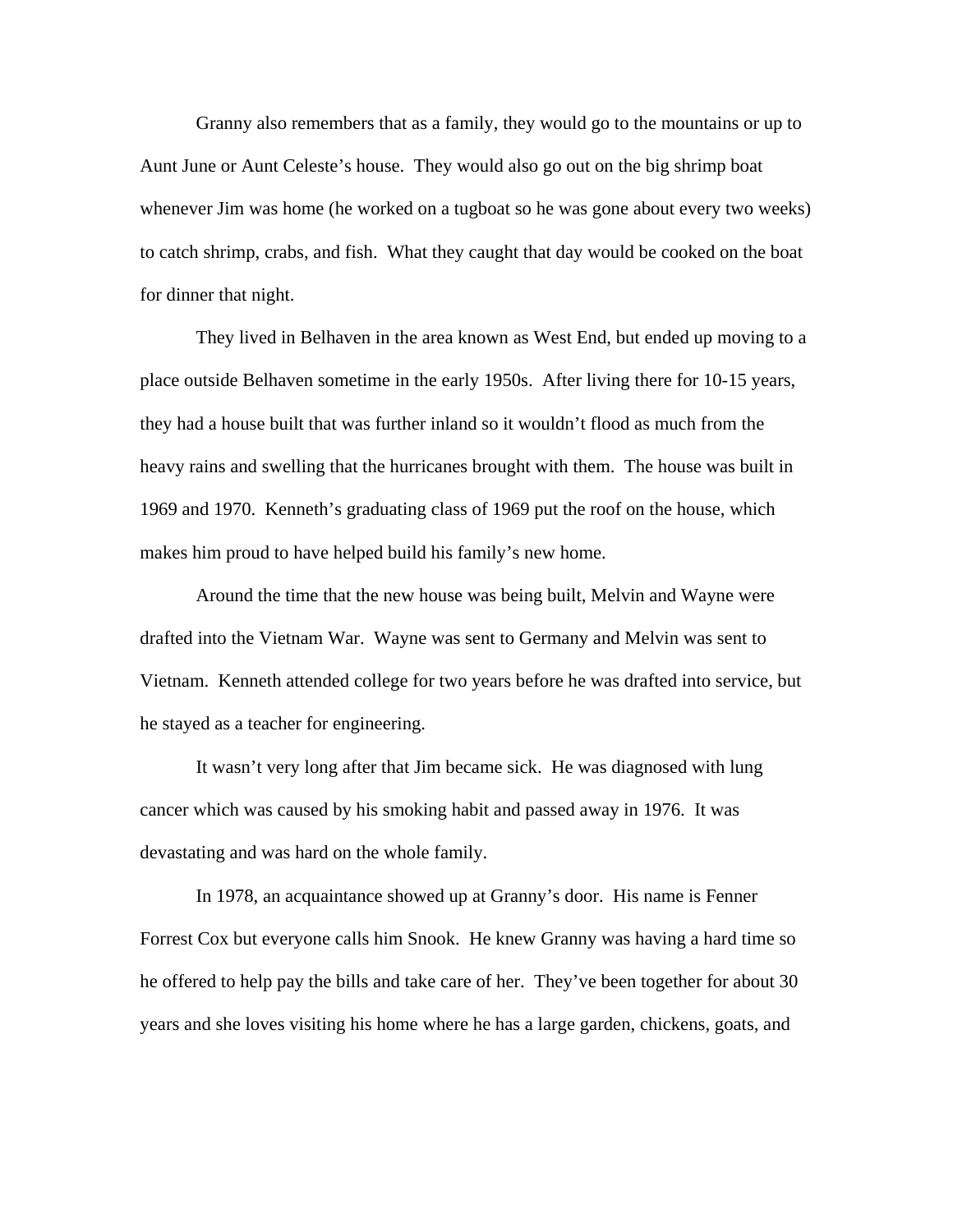Granny also remembers that as a family, they would go to the mountains or up to Aunt June or Aunt Celeste's house. They would also go out on the big shrimp boat whenever Jim was home (he worked on a tugboat so he was gone about every two weeks) to catch shrimp, crabs, and fish. What they caught that day would be cooked on the boat for dinner that night.

They lived in Belhaven in the area known as West End, but ended up moving to a place outside Belhaven sometime in the early 1950s. After living there for 10-15 years, they had a house built that was further inland so it wouldn't flood as much from the heavy rains and swelling that the hurricanes brought with them. The house was built in 1969 and 1970. Kenneth's graduating class of 1969 put the roof on the house, which makes him proud to have helped build his family's new home.

Around the time that the new house was being built, Melvin and Wayne were drafted into the Vietnam War. Wayne was sent to Germany and Melvin was sent to Vietnam. Kenneth attended college for two years before he was drafted into service, but he stayed as a teacher for engineering.

It wasn't very long after that Jim became sick. He was diagnosed with lung cancer which was caused by his smoking habit and passed away in 1976. It was devastating and was hard on the whole family.

In 1978, an acquaintance showed up at Granny's door. His name is Fenner Forrest Cox but everyone calls him Snook. He knew Granny was having a hard time so he offered to help pay the bills and take care of her. They've been together for about 30 years and she loves visiting his home where he has a large garden, chickens, goats, and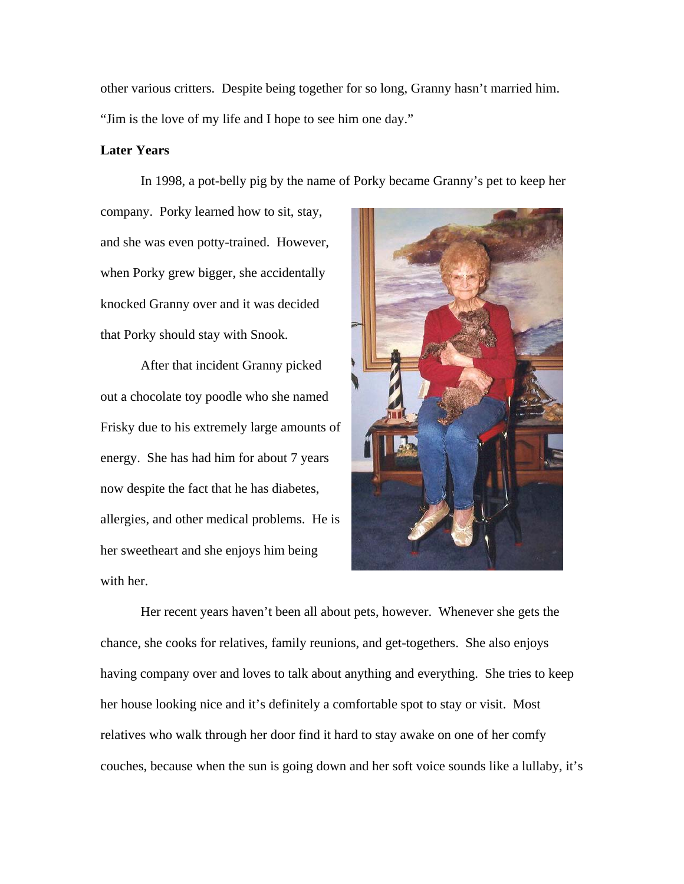other various critters. Despite being together for so long, Granny hasn't married him. "Jim is the love of my life and I hope to see him one day."

**Later Years**

In 1998, a pot-belly pig by the name of Porky became Granny's pet to keep her company. Porky learned how to sit, stay, and she was even potty-trained. However, when Porky grew bigger, she accidentally knocked Granny over and it was decided that Porky should stay with Snook.

After that incident Granny picked out a chocolate toy poodle who she named Frisky due to his extremely large amounts of energy. She has had him for about 7 years now despite the fact that he has diabetes, allergies, and other medical problems. He is her sweetheart and she enjoys him being with her.

Her recent years haven't been all about pets, however. Whenever she gets the chance, she cooks for relatives, family reunions, and get-togethers. She also enjoys having company over and loves to talk about anything and everything. She tries to keep her house looking nice and it's definitely a comfortable spot to stay or visit. Most relatives who walk through her door find it hard to stay awake on one of her comfy couches, because when the sun is going down and her soft voice sounds like a lullaby, it's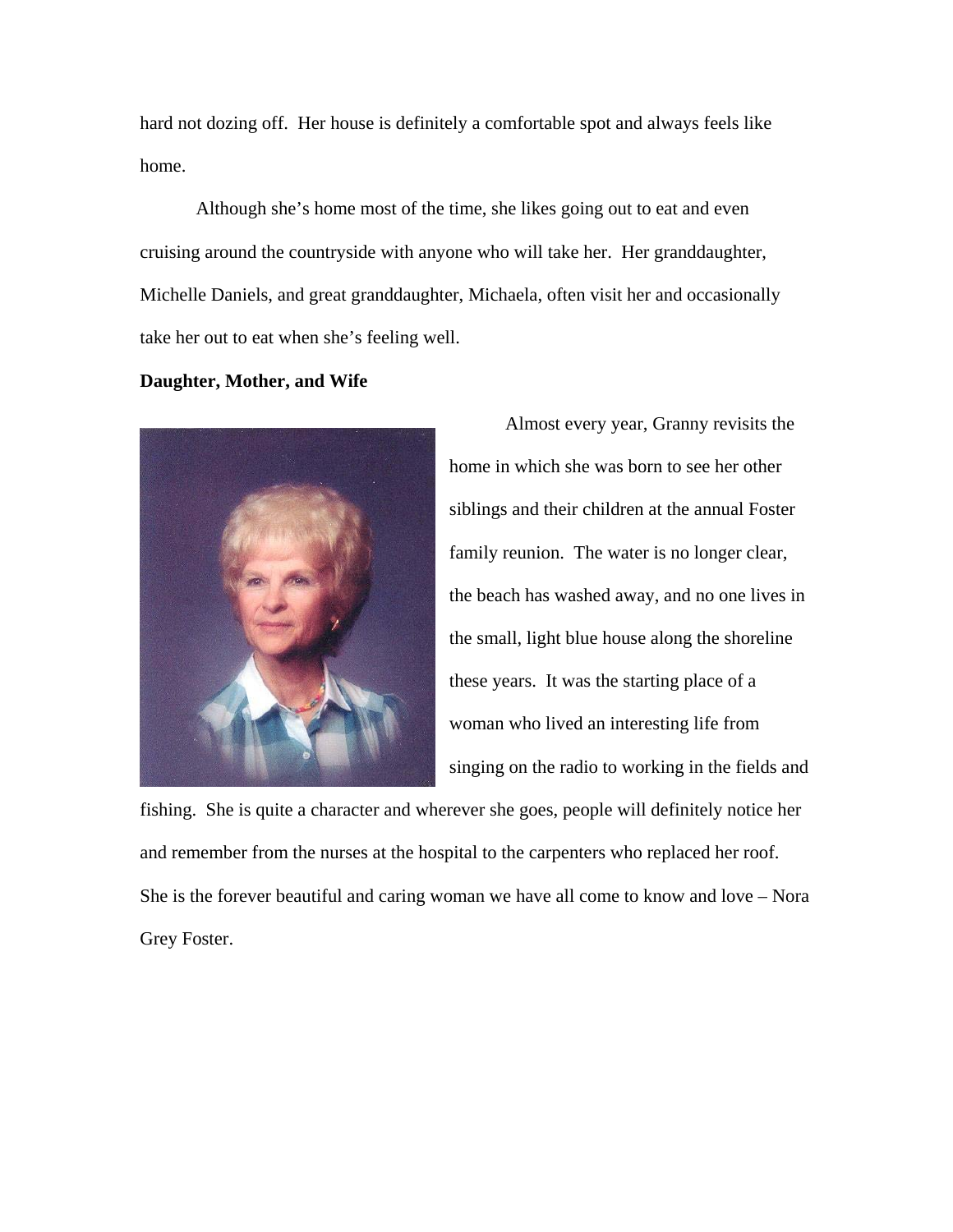hard not dozing off.  Her house is definitely a comfortable spot and always feels like home.

Although she's home most of the time, she likes going out to eat and even cruising around the countryside with anyone who will take her.  Her granddaughter, Michelle Daniels, and great granddaughter, Michaela, often visit her and occasionally take her out to eat when she's feeling well.

**Daughter, Mother, and Wife**

Almost every year, Granny revisits the home in which she was born to see her other siblings and their children at the annual Foster family reunion.  The water is no longer clear, the beach has washed away, and no one lives in the small, light blue house along the shoreline these years.  It was the starting place of a woman who lived an interesting life from singing on the radio to working in the fields and fishing.  She is quite a character and wherever she goes, people will definitely notice her and remember from the nurses at the hospital to the carpenters who replaced her roof.  She is the forever beautiful and caring woman we have all come to know and love – Nora Grey Foster.